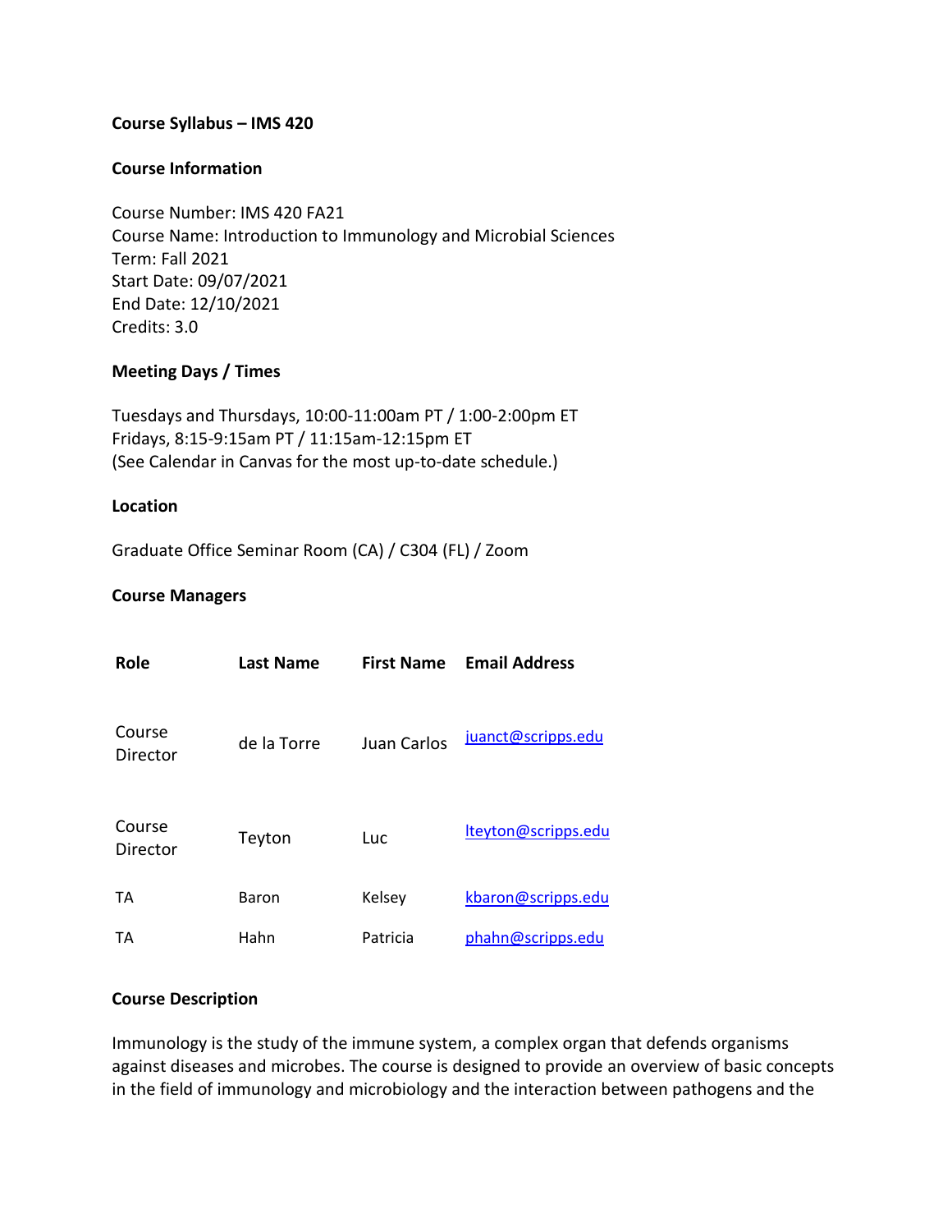# Course Syllabus – IMS 420

## Course Information

Course Number: IMS 420 FA21
Course Name: Introduction to Immunology and Microbial Sciences
Term: Fall 2021
Start Date: 09/07/2021
End Date: 12/10/2021
Credits: 3.0

## Meeting Days / Times

Tuesdays and Thursdays, 10:00-11:00am PT / 1:00-2:00pm ET
Fridays, 8:15-9:15am PT / 11:15am-12:15pm ET
(See Calendar in Canvas for the most up-to-date schedule.)

## Location

Graduate Office Seminar Room (CA) / C304 (FL) / Zoom

## Course Managers

| Role | Last Name | First Name | Email Address |
|---|---|---|---|
| Course Director | de la Torre | Juan Carlos | juanct@scripps.edu |
| Course Director | Teyton | Luc | lteyton@scripps.edu |
| TA | Baron | Kelsey | kbaron@scripps.edu |
| TA | Hahn | Patricia | phahn@scripps.edu |

## Course Description

Immunology is the study of the immune system, a complex organ that defends organisms against diseases and microbes. The course is designed to provide an overview of basic concepts in the field of immunology and microbiology and the interaction between pathogens and the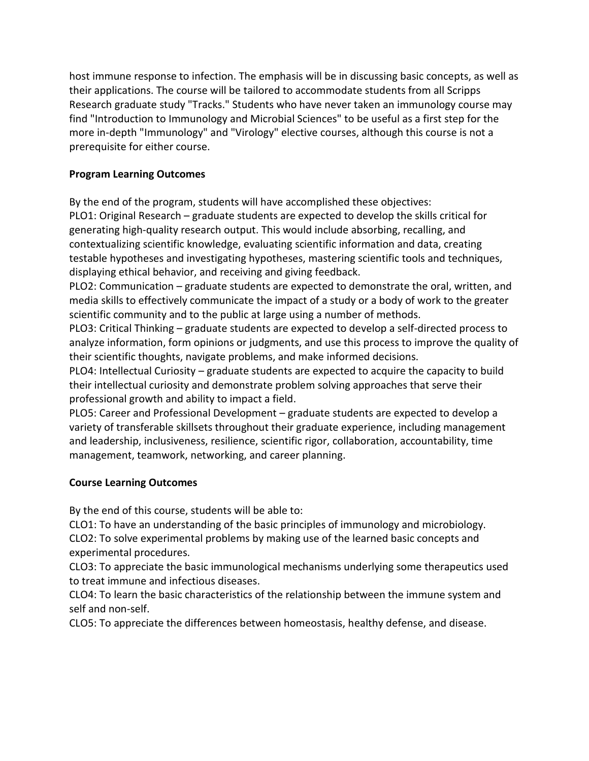host immune response to infection. The emphasis will be in discussing basic concepts, as well as their applications. The course will be tailored to accommodate students from all Scripps Research graduate study "Tracks." Students who have never taken an immunology course may find "Introduction to Immunology and Microbial Sciences" to be useful as a first step for the more in-depth "Immunology" and "Virology" elective courses, although this course is not a prerequisite for either course.

**Program Learning Outcomes**

By the end of the program, students will have accomplished these objectives:

PLO1: Original Research – graduate students are expected to develop the skills critical for generating high-quality research output. This would include absorbing, recalling, and contextualizing scientific knowledge, evaluating scientific information and data, creating testable hypotheses and investigating hypotheses, mastering scientific tools and techniques, displaying ethical behavior, and receiving and giving feedback.

PLO2: Communication – graduate students are expected to demonstrate the oral, written, and media skills to effectively communicate the impact of a study or a body of work to the greater scientific community and to the public at large using a number of methods.

PLO3: Critical Thinking – graduate students are expected to develop a self-directed process to analyze information, form opinions or judgments, and use this process to improve the quality of their scientific thoughts, navigate problems, and make informed decisions.

PLO4: Intellectual Curiosity – graduate students are expected to acquire the capacity to build their intellectual curiosity and demonstrate problem solving approaches that serve their professional growth and ability to impact a field.

PLO5: Career and Professional Development – graduate students are expected to develop a variety of transferable skillsets throughout their graduate experience, including management and leadership, inclusiveness, resilience, scientific rigor, collaboration, accountability, time management, teamwork, networking, and career planning.

**Course Learning Outcomes**

By the end of this course, students will be able to:

CLO1: To have an understanding of the basic principles of immunology and microbiology.

CLO2: To solve experimental problems by making use of the learned basic concepts and experimental procedures.

CLO3: To appreciate the basic immunological mechanisms underlying some therapeutics used to treat immune and infectious diseases.

CLO4: To learn the basic characteristics of the relationship between the immune system and self and non-self.

CLO5: To appreciate the differences between homeostasis, healthy defense, and disease.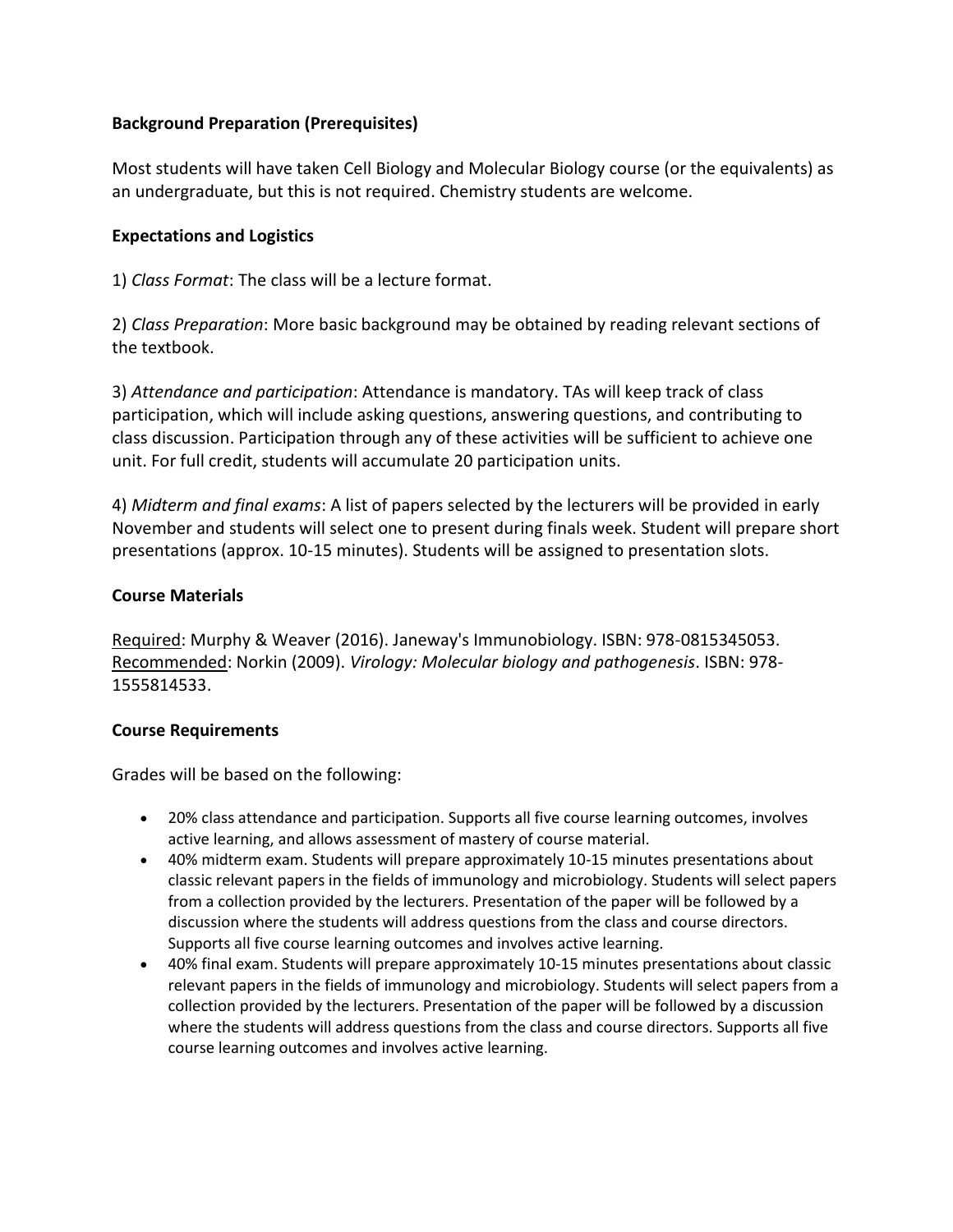**Background Preparation (Prerequisites)**

Most students will have taken Cell Biology and Molecular Biology course (or the equivalents) as an undergraduate, but this is not required. Chemistry students are welcome.

**Expectations and Logistics**

1) *Class Format*: The class will be a lecture format.

2) *Class Preparation*: More basic background may be obtained by reading relevant sections of the textbook.

3) *Attendance and participation*: Attendance is mandatory. TAs will keep track of class participation, which will include asking questions, answering questions, and contributing to class discussion. Participation through any of these activities will be sufficient to achieve one unit. For full credit, students will accumulate 20 participation units.

4) *Midterm and final exams*: A list of papers selected by the lecturers will be provided in early November and students will select one to present during finals week. Student will prepare short presentations (approx. 10-15 minutes). Students will be assigned to presentation slots.

**Course Materials**

Required: Murphy & Weaver (2016). Janeway's Immunobiology. ISBN: 978-0815345053.
Recommended: Norkin (2009). *Virology: Molecular biology and pathogenesis*. ISBN: 978-1555814533.

**Course Requirements**

Grades will be based on the following:

- 20% class attendance and participation. Supports all five course learning outcomes, involves active learning, and allows assessment of mastery of course material.
- 40% midterm exam. Students will prepare approximately 10-15 minutes presentations about classic relevant papers in the fields of immunology and microbiology. Students will select papers from a collection provided by the lecturers. Presentation of the paper will be followed by a discussion where the students will address questions from the class and course directors. Supports all five course learning outcomes and involves active learning.
- 40% final exam. Students will prepare approximately 10-15 minutes presentations about classic relevant papers in the fields of immunology and microbiology. Students will select papers from a collection provided by the lecturers. Presentation of the paper will be followed by a discussion where the students will address questions from the class and course directors. Supports all five course learning outcomes and involves active learning.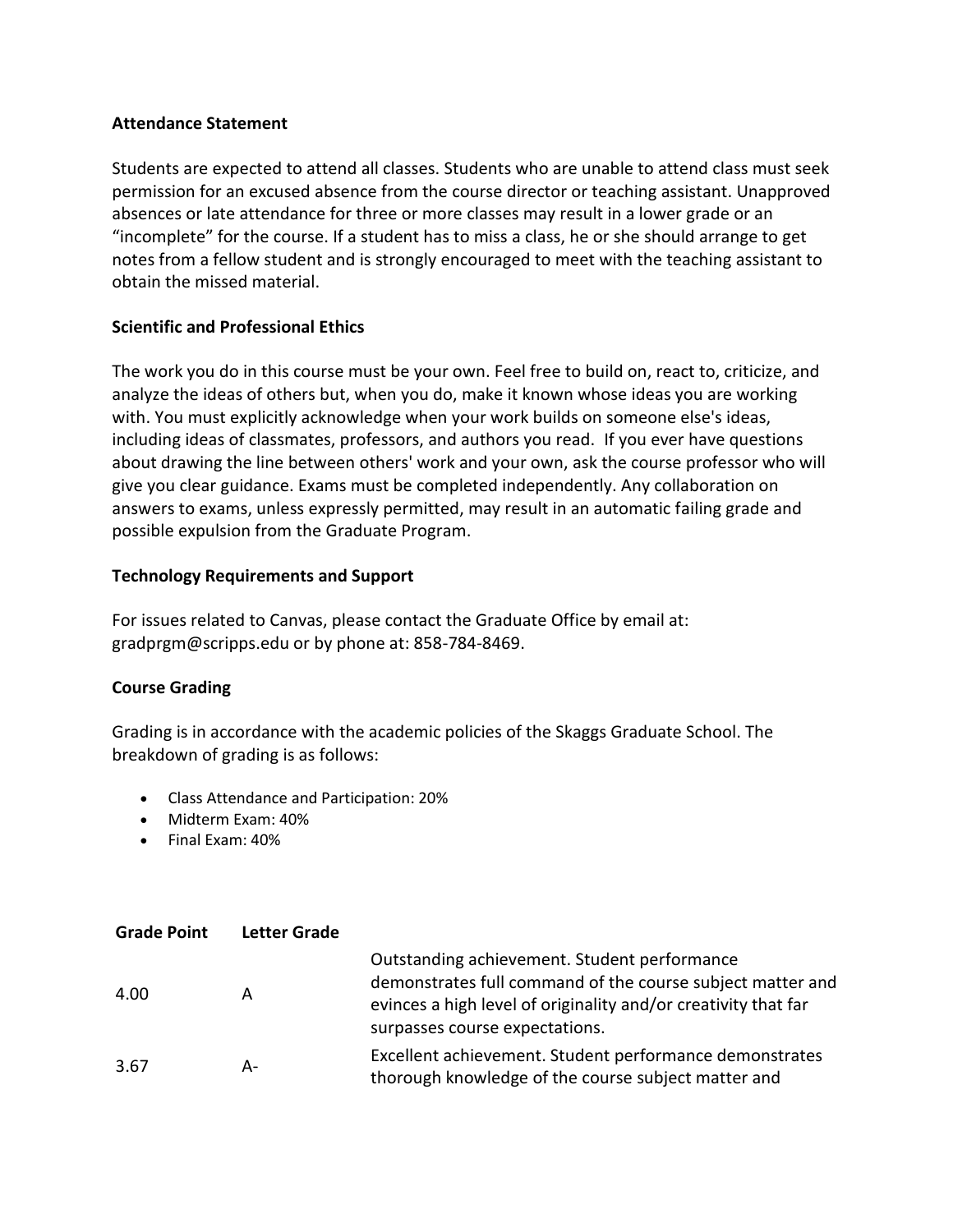**Attendance Statement**

Students are expected to attend all classes. Students who are unable to attend class must seek permission for an excused absence from the course director or teaching assistant. Unapproved absences or late attendance for three or more classes may result in a lower grade or an "incomplete" for the course. If a student has to miss a class, he or she should arrange to get notes from a fellow student and is strongly encouraged to meet with the teaching assistant to obtain the missed material.

**Scientific and Professional Ethics**

The work you do in this course must be your own. Feel free to build on, react to, criticize, and analyze the ideas of others but, when you do, make it known whose ideas you are working with. You must explicitly acknowledge when your work builds on someone else's ideas, including ideas of classmates, professors, and authors you read. If you ever have questions about drawing the line between others' work and your own, ask the course professor who will give you clear guidance. Exams must be completed independently. Any collaboration on answers to exams, unless expressly permitted, may result in an automatic failing grade and possible expulsion from the Graduate Program.

**Technology Requirements and Support**

For issues related to Canvas, please contact the Graduate Office by email at: gradprgm@scripps.edu or by phone at: 858-784-8469.

**Course Grading**

Grading is in accordance with the academic policies of the Skaggs Graduate School. The breakdown of grading is as follows:

- Class Attendance and Participation: 20%
- Midterm Exam: 40%
- Final Exam: 40%

| Grade Point | Letter Grade | |
|---|---|---|
| 4.00 | A | Outstanding achievement. Student performance demonstrates full command of the course subject matter and evinces a high level of originality and/or creativity that far surpasses course expectations. |
| 3.67 | A- | Excellent achievement. Student performance demonstrates thorough knowledge of the course subject matter and |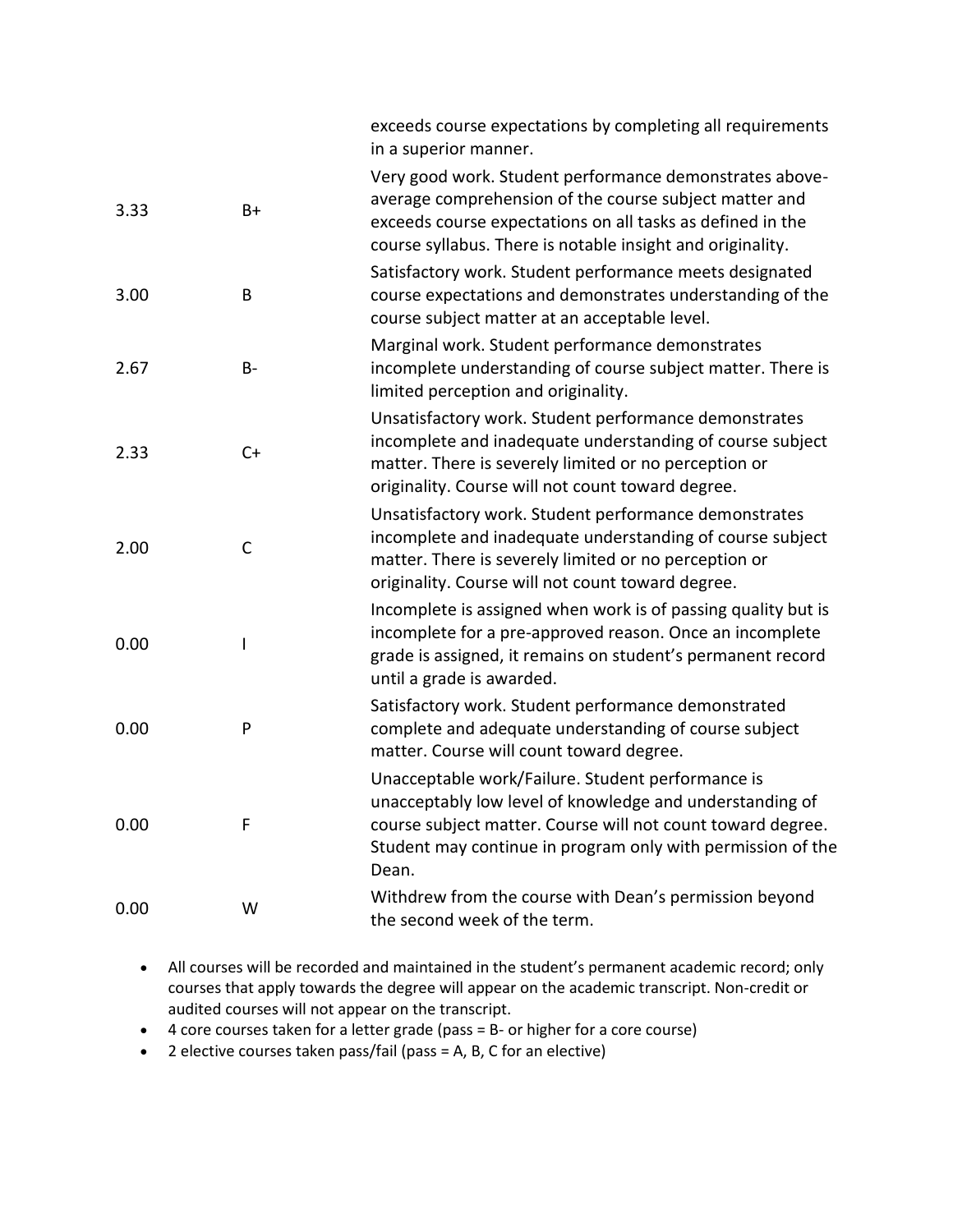| | | |
|---|---|---|
| | | exceeds course expectations by completing all requirements in a superior manner. |
| 3.33 | B+ | Very good work. Student performance demonstrates above-average comprehension of the course subject matter and exceeds course expectations on all tasks as defined in the course syllabus. There is notable insight and originality. |
| 3.00 | B | Satisfactory work. Student performance meets designated course expectations and demonstrates understanding of the course subject matter at an acceptable level. |
| 2.67 | B- | Marginal work. Student performance demonstrates incomplete understanding of course subject matter. There is limited perception and originality. |
| 2.33 | C+ | Unsatisfactory work. Student performance demonstrates incomplete and inadequate understanding of course subject matter. There is severely limited or no perception or originality. Course will not count toward degree. |
| 2.00 | C | Unsatisfactory work. Student performance demonstrates incomplete and inadequate understanding of course subject matter. There is severely limited or no perception or originality. Course will not count toward degree. |
| 0.00 | I | Incomplete is assigned when work is of passing quality but is incomplete for a pre-approved reason. Once an incomplete grade is assigned, it remains on student's permanent record until a grade is awarded. |
| 0.00 | P | Satisfactory work. Student performance demonstrated complete and adequate understanding of course subject matter. Course will count toward degree. |
| 0.00 | F | Unacceptable work/Failure. Student performance is unacceptably low level of knowledge and understanding of course subject matter. Course will not count toward degree. Student may continue in program only with permission of the Dean. |
| 0.00 | W | Withdrew from the course with Dean's permission beyond the second week of the term. |

- All courses will be recorded and maintained in the student's permanent academic record; only courses that apply towards the degree will appear on the academic transcript. Non-credit or audited courses will not appear on the transcript.
- 4 core courses taken for a letter grade (pass = B- or higher for a core course)
- 2 elective courses taken pass/fail (pass = A, B, C for an elective)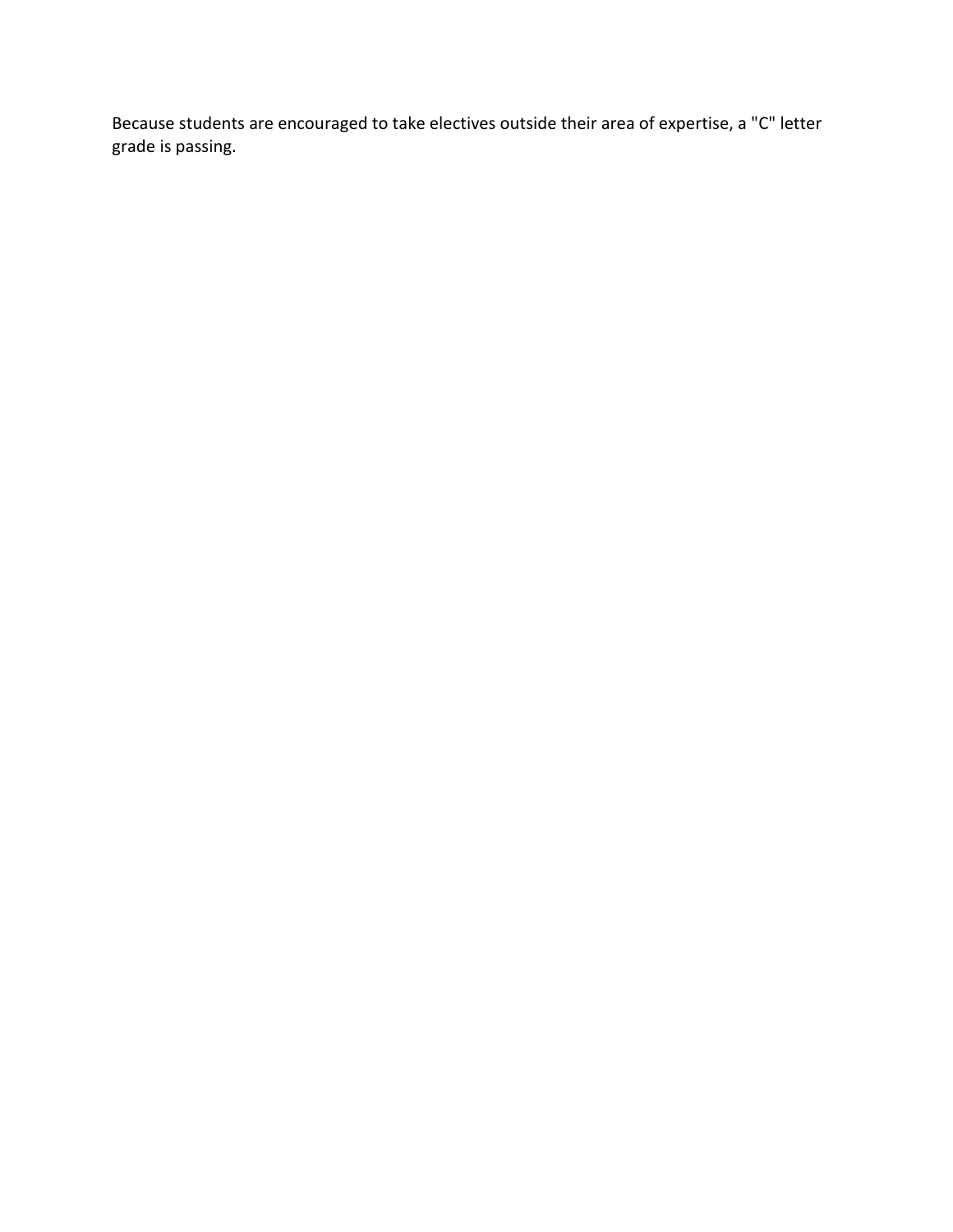Because students are encouraged to take electives outside their area of expertise, a "C" letter grade is passing.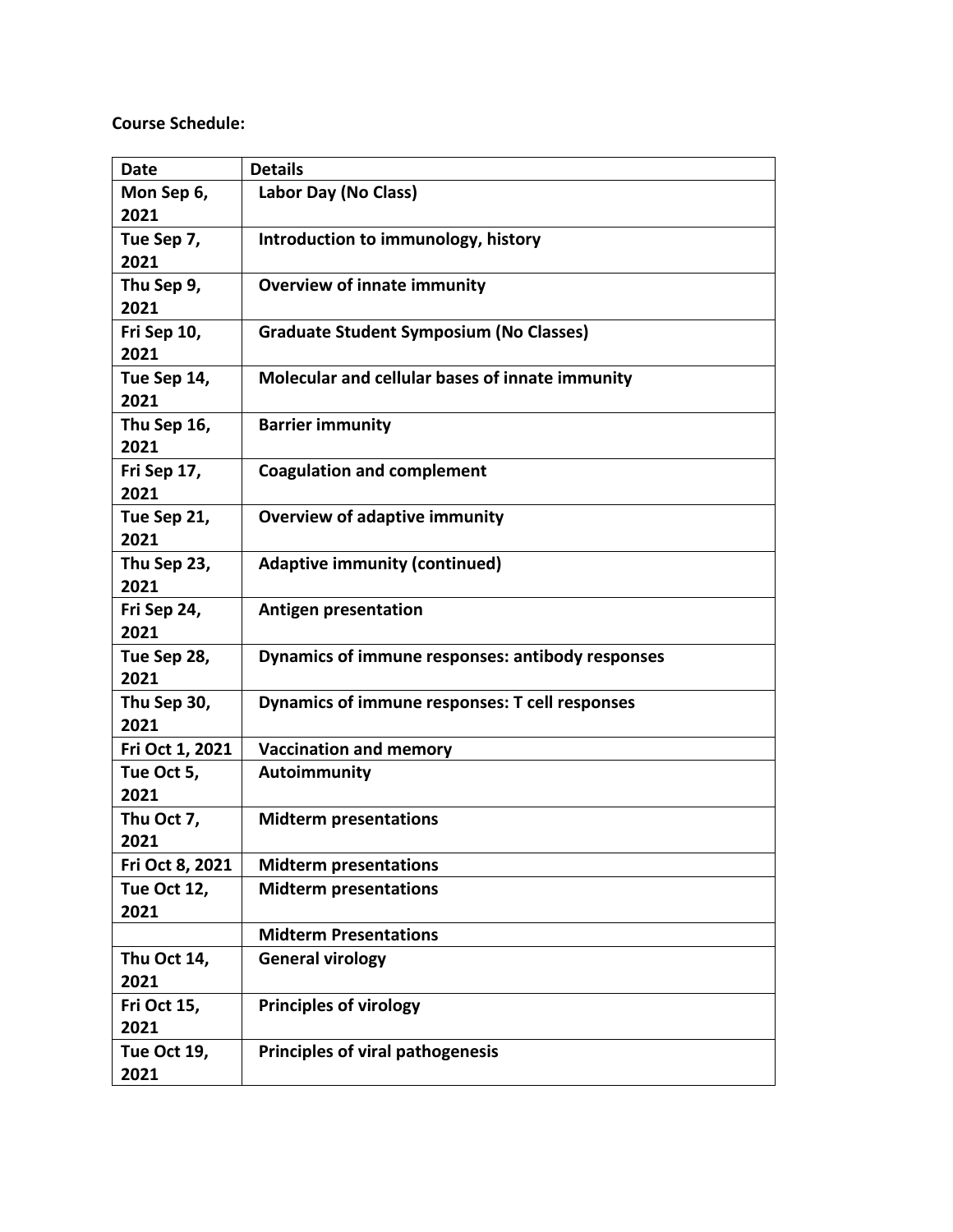**Course Schedule:**

| Date | Details |
|---|---|
| Mon Sep 6, 2021 | **Labor Day (No Class)** |
| Tue Sep 7, 2021 | **Introduction to immunology, history** |
| Thu Sep 9, 2021 | **Overview of innate immunity** |
| Fri Sep 10, 2021 | **Graduate Student Symposium (No Classes)** |
| Tue Sep 14, 2021 | **Molecular and cellular bases of innate immunity** |
| Thu Sep 16, 2021 | **Barrier immunity** |
| Fri Sep 17, 2021 | **Coagulation and complement** |
| Tue Sep 21, 2021 | **Overview of adaptive immunity** |
| Thu Sep 23, 2021 | **Adaptive immunity (continued)** |
| Fri Sep 24, 2021 | **Antigen presentation** |
| Tue Sep 28, 2021 | **Dynamics of immune responses: antibody responses** |
| Thu Sep 30, 2021 | **Dynamics of immune responses: T cell responses** |
| Fri Oct 1, 2021 | **Vaccination and memory** |
| Tue Oct 5, 2021 | **Autoimmunity** |
| Thu Oct 7, 2021 | **Midterm presentations** |
| Fri Oct 8, 2021 | **Midterm presentations** |
| Tue Oct 12, 2021 | **Midterm presentations** |
| | **Midterm Presentations** |
| Thu Oct 14, 2021 | **General virology** |
| Fri Oct 15, 2021 | **Principles of virology** |
| Tue Oct 19, 2021 | **Principles of viral pathogenesis** |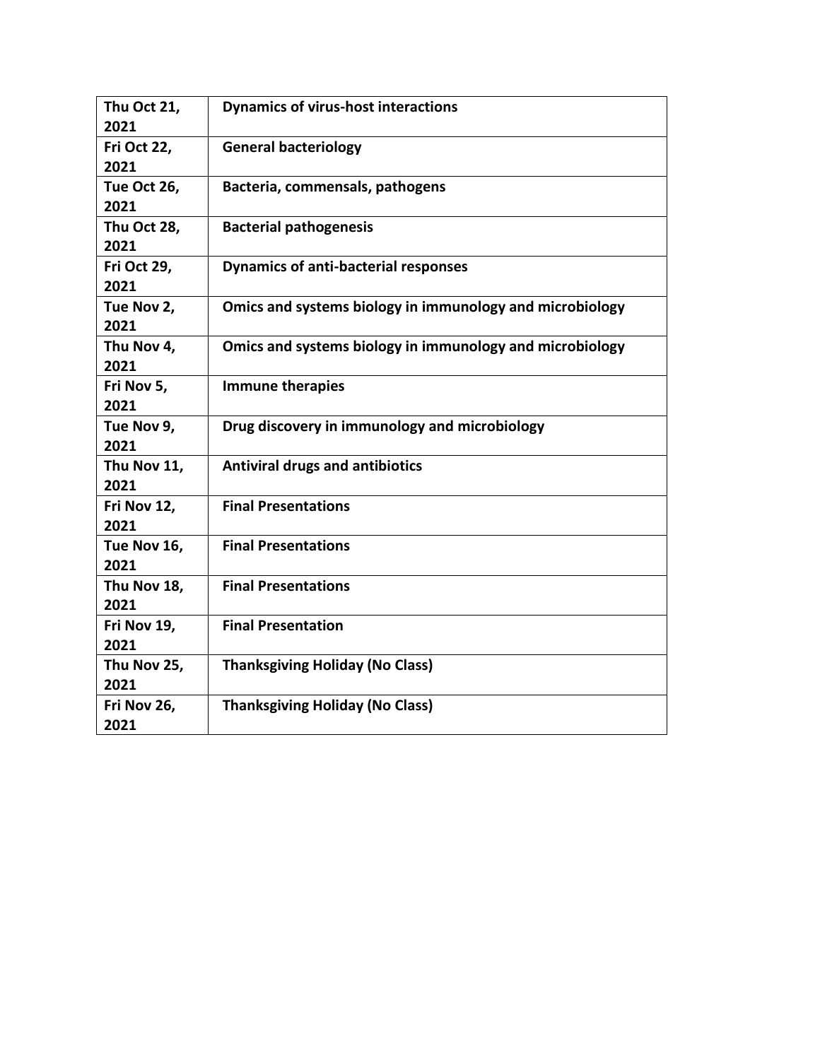| | |
|---|---|
| **Thu Oct 21, 2021** | **Dynamics of virus-host interactions** |
| **Fri Oct 22, 2021** | **General bacteriology** |
| **Tue Oct 26, 2021** | **Bacteria, commensals, pathogens** |
| **Thu Oct 28, 2021** | **Bacterial pathogenesis** |
| **Fri Oct 29, 2021** | **Dynamics of anti-bacterial responses** |
| **Tue Nov 2, 2021** | **Omics and systems biology in immunology and microbiology** |
| **Thu Nov 4, 2021** | **Omics and systems biology in immunology and microbiology** |
| **Fri Nov 5, 2021** | **Immune therapies** |
| **Tue Nov 9, 2021** | **Drug discovery in immunology and microbiology** |
| **Thu Nov 11, 2021** | **Antiviral drugs and antibiotics** |
| **Fri Nov 12, 2021** | **Final Presentations** |
| **Tue Nov 16, 2021** | **Final Presentations** |
| **Thu Nov 18, 2021** | **Final Presentations** |
| **Fri Nov 19, 2021** | **Final Presentation** |
| **Thu Nov 25, 2021** | **Thanksgiving Holiday (No Class)** |
| **Fri Nov 26, 2021** | **Thanksgiving Holiday (No Class)** |